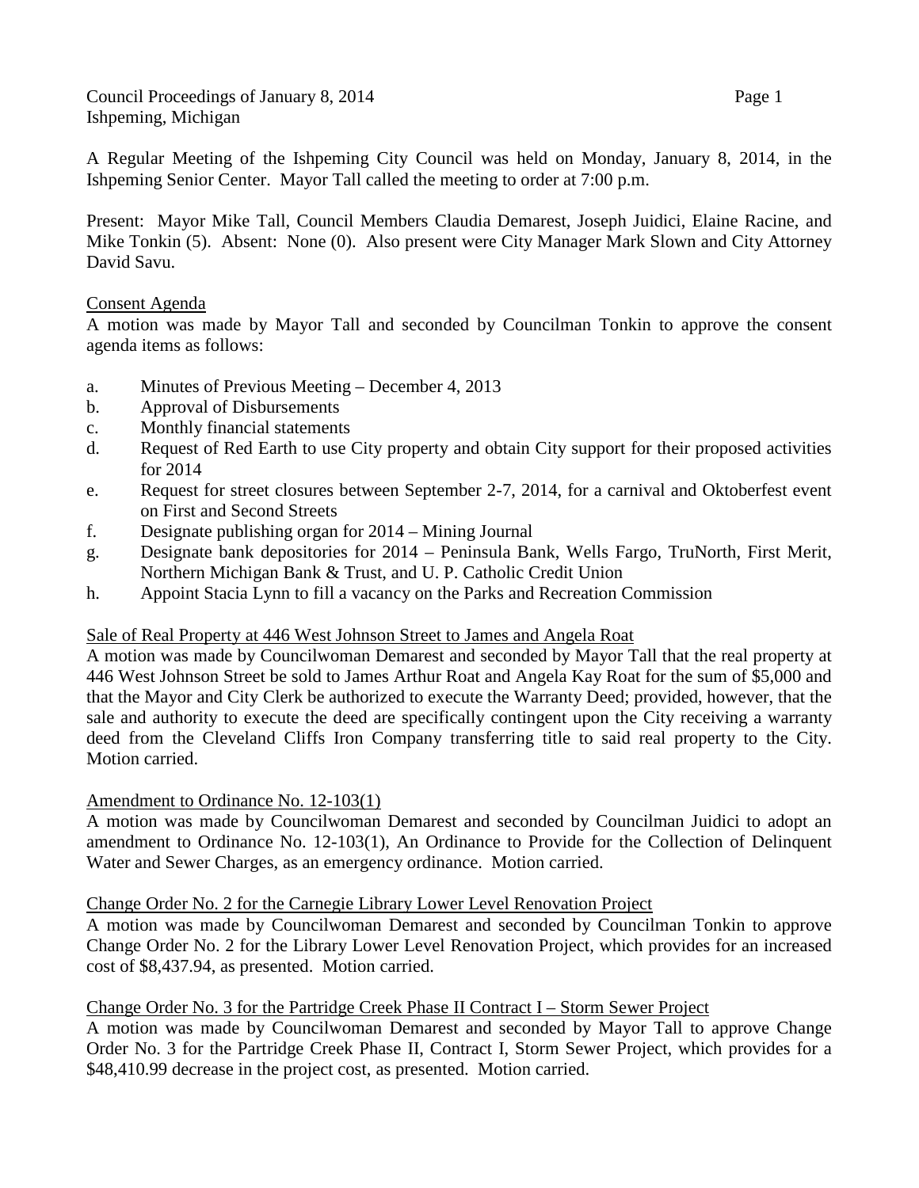A Regular Meeting of the Ishpeming City Council was held on Monday, January 8, 2014, in the Ishpeming Senior Center. Mayor Tall called the meeting to order at 7:00 p.m.

Present: Mayor Mike Tall, Council Members Claudia Demarest, Joseph Juidici, Elaine Racine, and Mike Tonkin (5). Absent: None (0). Also present were City Manager Mark Slown and City Attorney David Savu.

## Consent Agenda

A motion was made by Mayor Tall and seconded by Councilman Tonkin to approve the consent agenda items as follows:

a. Minutes of Previous Meeting – December 4, 2013
b. Approval of Disbursements
c. Monthly financial statements
d. Request of Red Earth to use City property and obtain City support for their proposed activities for 2014
e. Request for street closures between September 2-7, 2014, for a carnival and Oktoberfest event on First and Second Streets
f. Designate publishing organ for 2014 – Mining Journal
g. Designate bank depositories for 2014 – Peninsula Bank, Wells Fargo, TruNorth, First Merit, Northern Michigan Bank & Trust, and U. P. Catholic Credit Union
h. Appoint Stacia Lynn to fill a vacancy on the Parks and Recreation Commission

## Sale of Real Property at 446 West Johnson Street to James and Angela Roat

A motion was made by Councilwoman Demarest and seconded by Mayor Tall that the real property at 446 West Johnson Street be sold to James Arthur Roat and Angela Kay Roat for the sum of $5,000 and that the Mayor and City Clerk be authorized to execute the Warranty Deed; provided, however, that the sale and authority to execute the deed are specifically contingent upon the City receiving a warranty deed from the Cleveland Cliffs Iron Company transferring title to said real property to the City. Motion carried.

## Amendment to Ordinance No. 12-103(1)

A motion was made by Councilwoman Demarest and seconded by Councilman Juidici to adopt an amendment to Ordinance No. 12-103(1), An Ordinance to Provide for the Collection of Delinquent Water and Sewer Charges, as an emergency ordinance. Motion carried.

## Change Order No. 2 for the Carnegie Library Lower Level Renovation Project

A motion was made by Councilwoman Demarest and seconded by Councilman Tonkin to approve Change Order No. 2 for the Library Lower Level Renovation Project, which provides for an increased cost of $8,437.94, as presented. Motion carried.

## Change Order No. 3 for the Partridge Creek Phase II Contract I – Storm Sewer Project

A motion was made by Councilwoman Demarest and seconded by Mayor Tall to approve Change Order No. 3 for the Partridge Creek Phase II, Contract I, Storm Sewer Project, which provides for a $48,410.99 decrease in the project cost, as presented. Motion carried.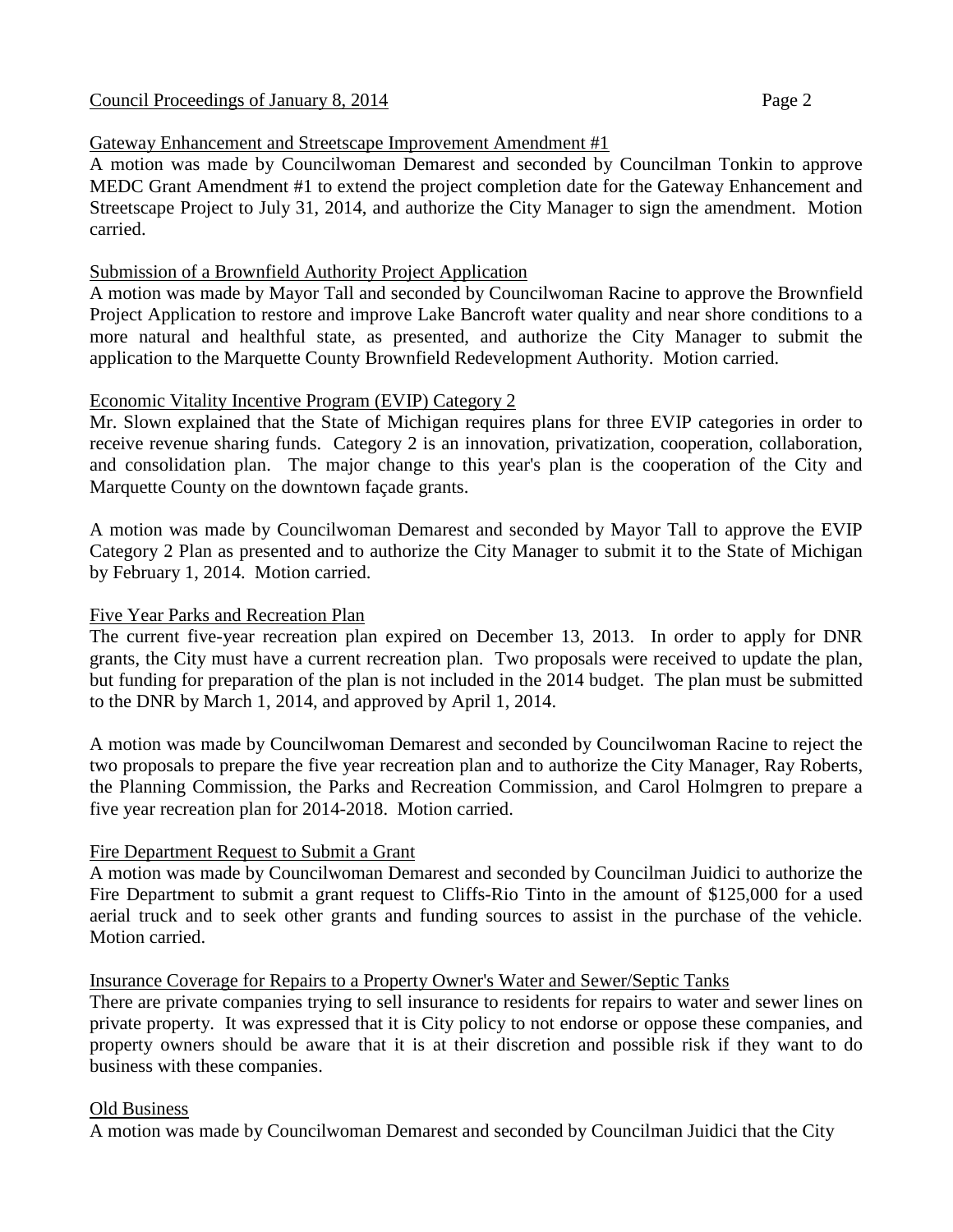## Gateway Enhancement and Streetscape Improvement Amendment #1

A motion was made by Councilwoman Demarest and seconded by Councilman Tonkin to approve MEDC Grant Amendment #1 to extend the project completion date for the Gateway Enhancement and Streetscape Project to July 31, 2014, and authorize the City Manager to sign the amendment. Motion carried.

## Submission of a Brownfield Authority Project Application

A motion was made by Mayor Tall and seconded by Councilwoman Racine to approve the Brownfield Project Application to restore and improve Lake Bancroft water quality and near shore conditions to a more natural and healthful state, as presented, and authorize the City Manager to submit the application to the Marquette County Brownfield Redevelopment Authority. Motion carried.

## Economic Vitality Incentive Program (EVIP) Category 2

Mr. Slown explained that the State of Michigan requires plans for three EVIP categories in order to receive revenue sharing funds. Category 2 is an innovation, privatization, cooperation, collaboration, and consolidation plan. The major change to this year's plan is the cooperation of the City and Marquette County on the downtown façade grants.

A motion was made by Councilwoman Demarest and seconded by Mayor Tall to approve the EVIP Category 2 Plan as presented and to authorize the City Manager to submit it to the State of Michigan by February 1, 2014. Motion carried.

## Five Year Parks and Recreation Plan

The current five-year recreation plan expired on December 13, 2013. In order to apply for DNR grants, the City must have a current recreation plan. Two proposals were received to update the plan, but funding for preparation of the plan is not included in the 2014 budget. The plan must be submitted to the DNR by March 1, 2014, and approved by April 1, 2014.

A motion was made by Councilwoman Demarest and seconded by Councilwoman Racine to reject the two proposals to prepare the five year recreation plan and to authorize the City Manager, Ray Roberts, the Planning Commission, the Parks and Recreation Commission, and Carol Holmgren to prepare a five year recreation plan for 2014-2018. Motion carried.

## Fire Department Request to Submit a Grant

A motion was made by Councilwoman Demarest and seconded by Councilman Juidici to authorize the Fire Department to submit a grant request to Cliffs-Rio Tinto in the amount of $125,000 for a used aerial truck and to seek other grants and funding sources to assist in the purchase of the vehicle. Motion carried.

## Insurance Coverage for Repairs to a Property Owner's Water and Sewer/Septic Tanks

There are private companies trying to sell insurance to residents for repairs to water and sewer lines on private property. It was expressed that it is City policy to not endorse or oppose these companies, and property owners should be aware that it is at their discretion and possible risk if they want to do business with these companies.

## Old Business

A motion was made by Councilwoman Demarest and seconded by Councilman Juidici that the City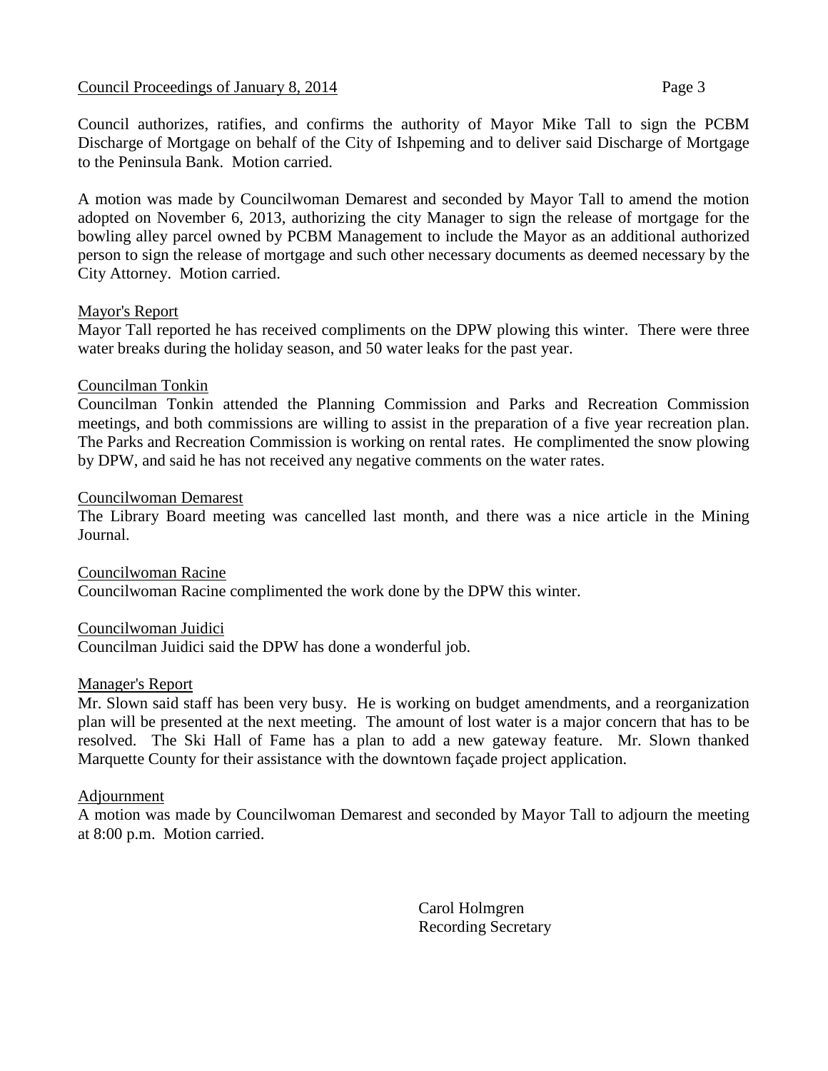Council authorizes, ratifies, and confirms the authority of Mayor Mike Tall to sign the PCBM Discharge of Mortgage on behalf of the City of Ishpeming and to deliver said Discharge of Mortgage to the Peninsula Bank. Motion carried.

A motion was made by Councilwoman Demarest and seconded by Mayor Tall to amend the motion adopted on November 6, 2013, authorizing the city Manager to sign the release of mortgage for the bowling alley parcel owned by PCBM Management to include the Mayor as an additional authorized person to sign the release of mortgage and such other necessary documents as deemed necessary by the City Attorney. Motion carried.

Mayor's Report

Mayor Tall reported he has received compliments on the DPW plowing this winter. There were three water breaks during the holiday season, and 50 water leaks for the past year.

Councilman Tonkin

Councilman Tonkin attended the Planning Commission and Parks and Recreation Commission meetings, and both commissions are willing to assist in the preparation of a five year recreation plan. The Parks and Recreation Commission is working on rental rates. He complimented the snow plowing by DPW, and said he has not received any negative comments on the water rates.

Councilwoman Demarest

The Library Board meeting was cancelled last month, and there was a nice article in the Mining Journal.

Councilwoman Racine

Councilwoman Racine complimented the work done by the DPW this winter.

Councilwoman Juidici

Councilman Juidici said the DPW has done a wonderful job.

Manager's Report

Mr. Slown said staff has been very busy. He is working on budget amendments, and a reorganization plan will be presented at the next meeting. The amount of lost water is a major concern that has to be resolved. The Ski Hall of Fame has a plan to add a new gateway feature. Mr. Slown thanked Marquette County for their assistance with the downtown façade project application.

Adjournment

A motion was made by Councilwoman Demarest and seconded by Mayor Tall to adjourn the meeting at 8:00 p.m. Motion carried.

Carol Holmgren
Recording Secretary